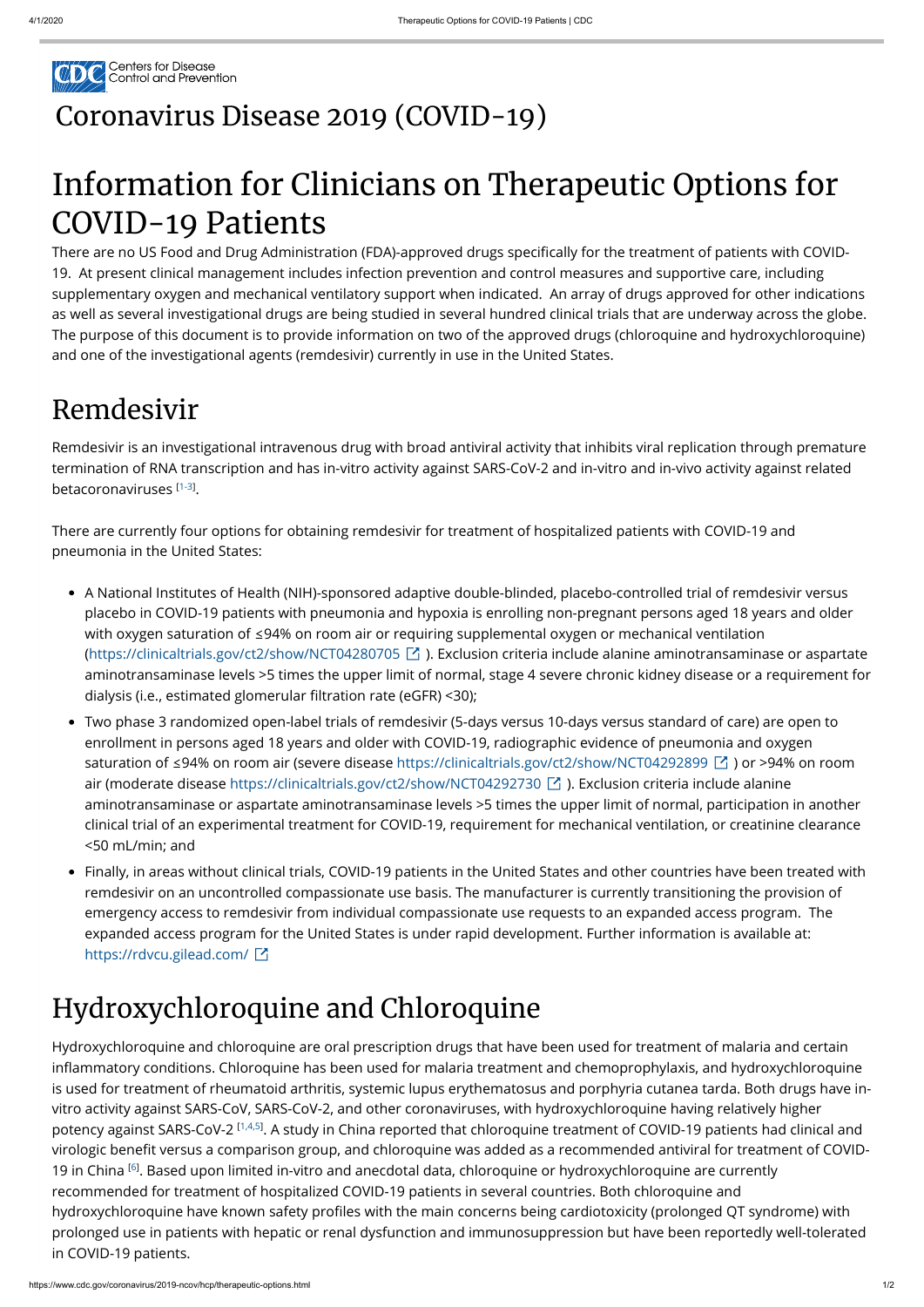Centers for Disease Control and Prevention

# Coronavirus Disease 2019 (COVID-19)

# Information for Clinicians on Therapeutic Options for COVID-19 Patients

There are no US Food and Drug Administration (FDA)-approved drugs specifically for the treatment of patients with COVID-19. At present clinical management includes infection prevention and control measures and supportive care, including supplementary oxygen and mechanical ventilatory support when indicated. An array of drugs approved for other indications as well as several investigational drugs are being studied in several hundred clinical trials that are underway across the globe. The purpose of this document is to provide information on two of the approved drugs (chloroquine and hydroxychloroquine) and one of the investigational agents (remdesivir) currently in use in the United States.

## Remdesivir

Remdesivir is an investigational intravenous drug with broad antiviral activity that inhibits viral replication through premature termination of RNA transcription and has in-vitro activity against SARS-CoV-2 and in-vitro and in-vivo activity against related betacoronaviruses [1-3].

There are currently four options for obtaining remdesivir for treatment of hospitalized patients with COVID-19 and pneumonia in the United States:

- A National Institutes of Health (NIH)-sponsored adaptive double-blinded, placebo-controlled trial of remdesivir versus placebo in COVID-19 patients with pneumonia and hypoxia is enrolling non-pregnant persons aged 18 years and older with oxygen saturation of ≤94% on room air or requiring supplemental oxygen or mechanical ventilation (https://clinicaltrials.gov/ct2/show/NCT04280705). Exclusion criteria include alanine aminotransaminase or aspartate aminotransaminase levels >5 times the upper limit of normal, stage 4 severe chronic kidney disease or a requirement for dialysis (i.e., estimated glomerular filtration rate (eGFR) <30);
- Two phase 3 randomized open-label trials of remdesivir (5-days versus 10-days versus standard of care) are open to enrollment in persons aged 18 years and older with COVID-19, radiographic evidence of pneumonia and oxygen saturation of ≤94% on room air (severe disease https://clinicaltrials.gov/ct2/show/NCT04292899) or >94% on room air (moderate disease https://clinicaltrials.gov/ct2/show/NCT04292730). Exclusion criteria include alanine aminotransaminase or aspartate aminotransaminase levels >5 times the upper limit of normal, participation in another clinical trial of an experimental treatment for COVID-19, requirement for mechanical ventilation, or creatinine clearance <50 mL/min; and
- Finally, in areas without clinical trials, COVID-19 patients in the United States and other countries have been treated with remdesivir on an uncontrolled compassionate use basis. The manufacturer is currently transitioning the provision of emergency access to remdesivir from individual compassionate use requests to an expanded access program. The expanded access program for the United States is under rapid development. Further information is available at: https://rdvcu.gilead.com/

## Hydroxychloroquine and Chloroquine

Hydroxychloroquine and chloroquine are oral prescription drugs that have been used for treatment of malaria and certain inflammatory conditions. Chloroquine has been used for malaria treatment and chemoprophylaxis, and hydroxychloroquine is used for treatment of rheumatoid arthritis, systemic lupus erythematosus and porphyria cutanea tarda. Both drugs have in-vitro activity against SARS-CoV, SARS-CoV-2, and other coronaviruses, with hydroxychloroquine having relatively higher potency against SARS-CoV-2 [1,4,5]. A study in China reported that chloroquine treatment of COVID-19 patients had clinical and virologic benefit versus a comparison group, and chloroquine was added as a recommended antiviral for treatment of COVID-19 in China [6]. Based upon limited in-vitro and anecdotal data, chloroquine or hydroxychloroquine are currently recommended for treatment of hospitalized COVID-19 patients in several countries. Both chloroquine and hydroxychloroquine have known safety profiles with the main concerns being cardiotoxicity (prolonged QT syndrome) with prolonged use in patients with hepatic or renal dysfunction and immunosuppression but have been reportedly well-tolerated in COVID-19 patients.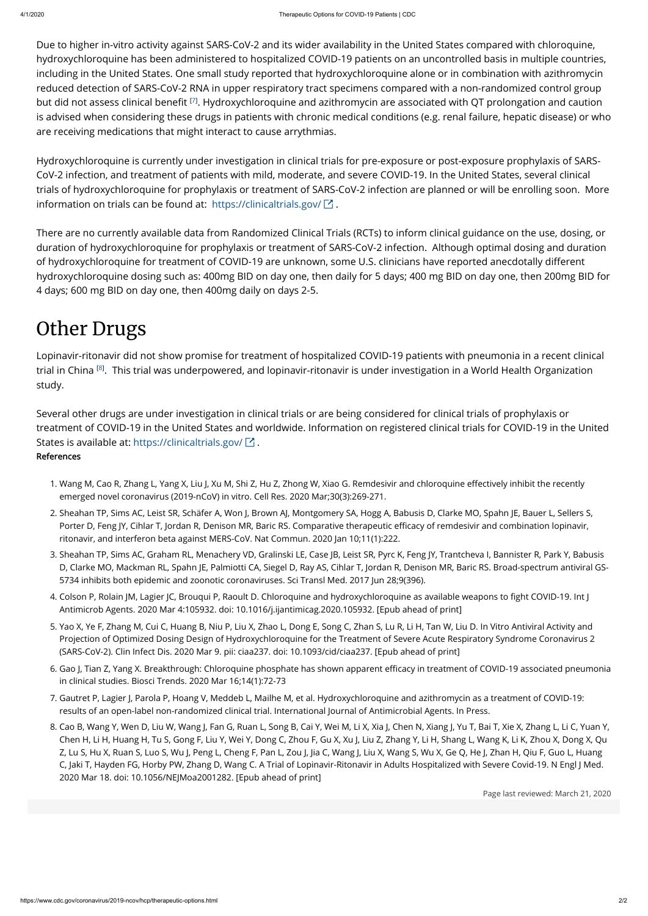Due to higher in-vitro activity against SARS-CoV-2 and its wider availability in the United States compared with chloroquine, hydroxychloroquine has been administered to hospitalized COVID-19 patients on an uncontrolled basis in multiple countries, including in the United States. One small study reported that hydroxychloroquine alone or in combination with azithromycin reduced detection of SARS-CoV-2 RNA in upper respiratory tract specimens compared with a non-randomized control group but did not assess clinical benefit [7]. Hydroxychloroquine and azithromycin are associated with QT prolongation and caution is advised when considering these drugs in patients with chronic medical conditions (e.g. renal failure, hepatic disease) or who are receiving medications that might interact to cause arrythmias.

Hydroxychloroquine is currently under investigation in clinical trials for pre-exposure or post-exposure prophylaxis of SARS-CoV-2 infection, and treatment of patients with mild, moderate, and severe COVID-19. In the United States, several clinical trials of hydroxychloroquine for prophylaxis or treatment of SARS-CoV-2 infection are planned or will be enrolling soon. More information on trials can be found at: https://clinicaltrials.gov/ .

There are no currently available data from Randomized Clinical Trials (RCTs) to inform clinical guidance on the use, dosing, or duration of hydroxychloroquine for prophylaxis or treatment of SARS-CoV-2 infection. Although optimal dosing and duration of hydroxychloroquine for treatment of COVID-19 are unknown, some U.S. clinicians have reported anecdotally different hydroxychloroquine dosing such as: 400mg BID on day one, then daily for 5 days; 400 mg BID on day one, then 200mg BID for 4 days; 600 mg BID on day one, then 400mg daily on days 2-5.

# Other Drugs

Lopinavir-ritonavir did not show promise for treatment of hospitalized COVID-19 patients with pneumonia in a recent clinical trial in China [8]. This trial was underpowered, and lopinavir-ritonavir is under investigation in a World Health Organization study.

Several other drugs are under investigation in clinical trials or are being considered for clinical trials of prophylaxis or treatment of COVID-19 in the United States and worldwide. Information on registered clinical trials for COVID-19 in the United States is available at: https://clinicaltrials.gov/ .

**References**

1. Wang M, Cao R, Zhang L, Yang X, Liu J, Xu M, Shi Z, Hu Z, Zhong W, Xiao G. Remdesivir and chloroquine effectively inhibit the recently emerged novel coronavirus (2019-nCoV) in vitro. Cell Res. 2020 Mar;30(3):269-271.
2. Sheahan TP, Sims AC, Leist SR, Schäfer A, Won J, Brown AJ, Montgomery SA, Hogg A, Babusis D, Clarke MO, Spahn JE, Bauer L, Sellers S, Porter D, Feng JY, Cihlar T, Jordan R, Denison MR, Baric RS. Comparative therapeutic efficacy of remdesivir and combination lopinavir, ritonavir, and interferon beta against MERS-CoV. Nat Commun. 2020 Jan 10;11(1):222.
3. Sheahan TP, Sims AC, Graham RL, Menachery VD, Gralinski LE, Case JB, Leist SR, Pyrc K, Feng JY, Trantcheva I, Bannister R, Park Y, Babusis D, Clarke MO, Mackman RL, Spahn JE, Palmiotti CA, Siegel D, Ray AS, Cihlar T, Jordan R, Denison MR, Baric RS. Broad-spectrum antiviral GS-5734 inhibits both epidemic and zoonotic coronaviruses. Sci Transl Med. 2017 Jun 28;9(396).
4. Colson P, Rolain JM, Lagier JC, Brouqui P, Raoult D. Chloroquine and hydroxychloroquine as available weapons to fight COVID-19. Int J Antimicrob Agents. 2020 Mar 4:105932. doi: 10.1016/j.ijantimicag.2020.105932. [Epub ahead of print]
5. Yao X, Ye F, Zhang M, Cui C, Huang B, Niu P, Liu X, Zhao L, Dong E, Song C, Zhan S, Lu R, Li H, Tan W, Liu D. In Vitro Antiviral Activity and Projection of Optimized Dosing Design of Hydroxychloroquine for the Treatment of Severe Acute Respiratory Syndrome Coronavirus 2 (SARS-CoV-2). Clin Infect Dis. 2020 Mar 9. pii: ciaa237. doi: 10.1093/cid/ciaa237. [Epub ahead of print]
6. Gao J, Tian Z, Yang X. Breakthrough: Chloroquine phosphate has shown apparent efficacy in treatment of COVID-19 associated pneumonia in clinical studies. Biosci Trends. 2020 Mar 16;14(1):72-73
7. Gautret P, Lagier J, Parola P, Hoang V, Meddeb L, Mailhe M, et al. Hydroxychloroquine and azithromycin as a treatment of COVID-19: results of an open-label non-randomized clinical trial. International Journal of Antimicrobial Agents. In Press.
8. Cao B, Wang Y, Wen D, Liu W, Wang J, Fan G, Ruan L, Song B, Cai Y, Wei M, Li X, Xia J, Chen N, Xiang J, Yu T, Bai T, Xie X, Zhang L, Li C, Yuan Y, Chen H, Li H, Huang H, Tu S, Gong F, Liu Y, Wei Y, Dong C, Zhou F, Gu X, Xu J, Liu Z, Zhang Y, Li H, Shang L, Wang K, Li K, Zhou X, Dong X, Qu Z, Lu S, Hu X, Ruan S, Luo S, Wu J, Peng L, Cheng F, Pan L, Zou J, Jia C, Wang J, Liu X, Wang S, Wu X, Ge Q, He J, Zhan H, Qiu F, Guo L, Huang C, Jaki T, Hayden FG, Horby PW, Zhang D, Wang C. A Trial of Lopinavir-Ritonavir in Adults Hospitalized with Severe Covid-19. N Engl J Med. 2020 Mar 18. doi: 10.1056/NEJMoa2001282. [Epub ahead of print]

Page last reviewed: March 21, 2020